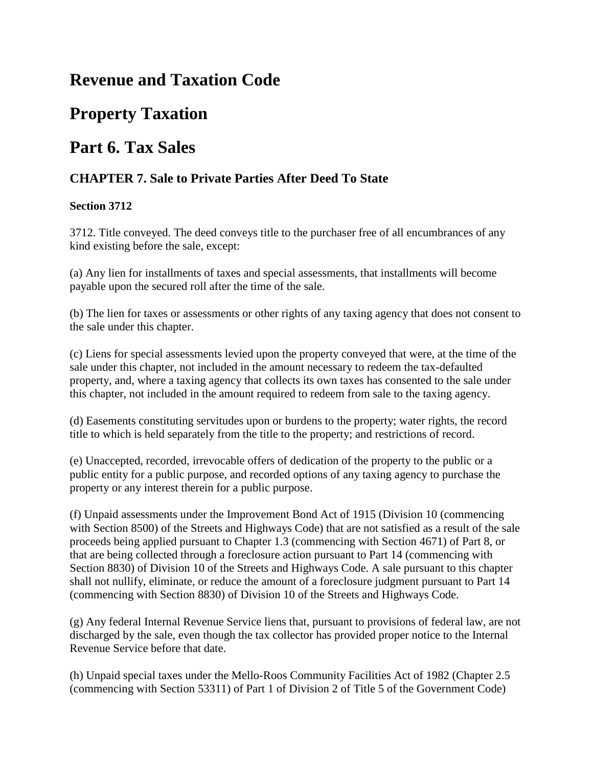# Revenue and Taxation Code

# Property Taxation

# Part 6. Tax Sales

## CHAPTER 7. Sale to Private Parties After Deed To State

### Section 3712

3712. Title conveyed. The deed conveys title to the purchaser free of all encumbrances of any kind existing before the sale, except:

(a) Any lien for installments of taxes and special assessments, that installments will become payable upon the secured roll after the time of the sale.

(b) The lien for taxes or assessments or other rights of any taxing agency that does not consent to the sale under this chapter.

(c) Liens for special assessments levied upon the property conveyed that were, at the time of the sale under this chapter, not included in the amount necessary to redeem the tax-defaulted property, and, where a taxing agency that collects its own taxes has consented to the sale under this chapter, not included in the amount required to redeem from sale to the taxing agency.

(d) Easements constituting servitudes upon or burdens to the property; water rights, the record title to which is held separately from the title to the property; and restrictions of record.

(e) Unaccepted, recorded, irrevocable offers of dedication of the property to the public or a public entity for a public purpose, and recorded options of any taxing agency to purchase the property or any interest therein for a public purpose.

(f) Unpaid assessments under the Improvement Bond Act of 1915 (Division 10 (commencing with Section 8500) of the Streets and Highways Code) that are not satisfied as a result of the sale proceeds being applied pursuant to Chapter 1.3 (commencing with Section 4671) of Part 8, or that are being collected through a foreclosure action pursuant to Part 14 (commencing with Section 8830) of Division 10 of the Streets and Highways Code. A sale pursuant to this chapter shall not nullify, eliminate, or reduce the amount of a foreclosure judgment pursuant to Part 14 (commencing with Section 8830) of Division 10 of the Streets and Highways Code.

(g) Any federal Internal Revenue Service liens that, pursuant to provisions of federal law, are not discharged by the sale, even though the tax collector has provided proper notice to the Internal Revenue Service before that date.

(h) Unpaid special taxes under the Mello-Roos Community Facilities Act of 1982 (Chapter 2.5 (commencing with Section 53311) of Part 1 of Division 2 of Title 5 of the Government Code)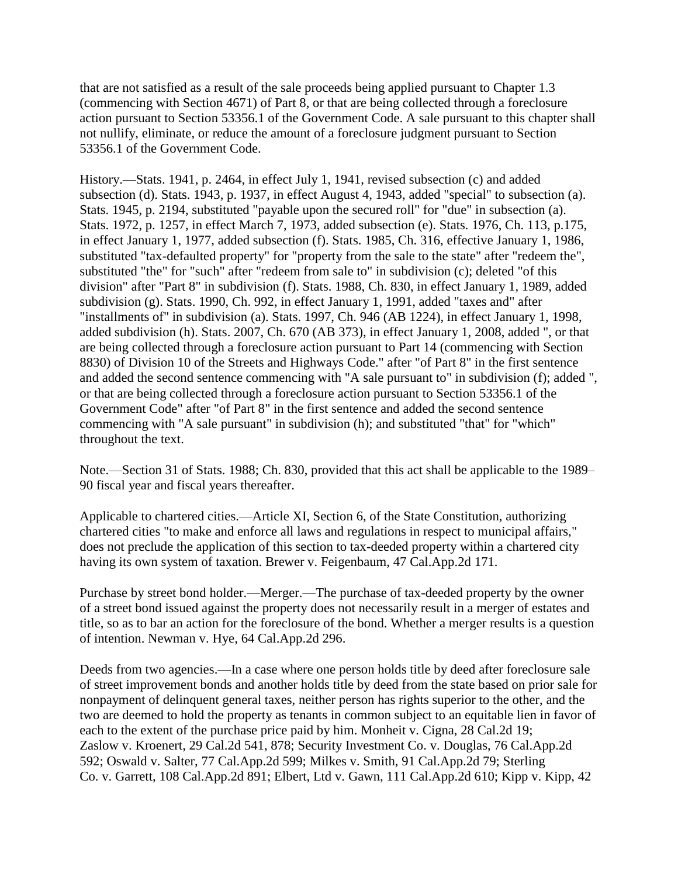that are not satisfied as a result of the sale proceeds being applied pursuant to Chapter 1.3 (commencing with Section 4671) of Part 8, or that are being collected through a foreclosure action pursuant to Section 53356.1 of the Government Code. A sale pursuant to this chapter shall not nullify, eliminate, or reduce the amount of a foreclosure judgment pursuant to Section 53356.1 of the Government Code.

History.—Stats. 1941, p. 2464, in effect July 1, 1941, revised subsection (c) and added subsection (d). Stats. 1943, p. 1937, in effect August 4, 1943, added "special" to subsection (a). Stats. 1945, p. 2194, substituted "payable upon the secured roll" for "due" in subsection (a). Stats. 1972, p. 1257, in effect March 7, 1973, added subsection (e). Stats. 1976, Ch. 113, p.175, in effect January 1, 1977, added subsection (f). Stats. 1985, Ch. 316, effective January 1, 1986, substituted "tax-defaulted property" for "property from the sale to the state" after "redeem the", substituted "the" for "such" after "redeem from sale to" in subdivision (c); deleted "of this division" after "Part 8" in subdivision (f). Stats. 1988, Ch. 830, in effect January 1, 1989, added subdivision (g). Stats. 1990, Ch. 992, in effect January 1, 1991, added "taxes and" after "installments of" in subdivision (a). Stats. 1997, Ch. 946 (AB 1224), in effect January 1, 1998, added subdivision (h). Stats. 2007, Ch. 670 (AB 373), in effect January 1, 2008, added ", or that are being collected through a foreclosure action pursuant to Part 14 (commencing with Section 8830) of Division 10 of the Streets and Highways Code." after "of Part 8" in the first sentence and added the second sentence commencing with "A sale pursuant to" in subdivision (f); added ", or that are being collected through a foreclosure action pursuant to Section 53356.1 of the Government Code" after "of Part 8" in the first sentence and added the second sentence commencing with "A sale pursuant" in subdivision (h); and substituted "that" for "which" throughout the text.

Note.—Section 31 of Stats. 1988; Ch. 830, provided that this act shall be applicable to the 1989–90 fiscal year and fiscal years thereafter.

Applicable to chartered cities.—Article XI, Section 6, of the State Constitution, authorizing chartered cities "to make and enforce all laws and regulations in respect to municipal affairs," does not preclude the application of this section to tax-deeded property within a chartered city having its own system of taxation. Brewer v. Feigenbaum, 47 Cal.App.2d 171.

Purchase by street bond holder.—Merger.—The purchase of tax-deeded property by the owner of a street bond issued against the property does not necessarily result in a merger of estates and title, so as to bar an action for the foreclosure of the bond. Whether a merger results is a question of intention. Newman v. Hye, 64 Cal.App.2d 296.

Deeds from two agencies.—In a case where one person holds title by deed after foreclosure sale of street improvement bonds and another holds title by deed from the state based on prior sale for nonpayment of delinquent general taxes, neither person has rights superior to the other, and the two are deemed to hold the property as tenants in common subject to an equitable lien in favor of each to the extent of the purchase price paid by him. Monheit v. Cigna, 28 Cal.2d 19; Zaslow v. Kroenert, 29 Cal.2d 541, 878; Security Investment Co. v. Douglas, 76 Cal.App.2d 592; Oswald v. Salter, 77 Cal.App.2d 599; Milkes v. Smith, 91 Cal.App.2d 79; Sterling Co. v. Garrett, 108 Cal.App.2d 891; Elbert, Ltd v. Gawn, 111 Cal.App.2d 610; Kipp v. Kipp, 42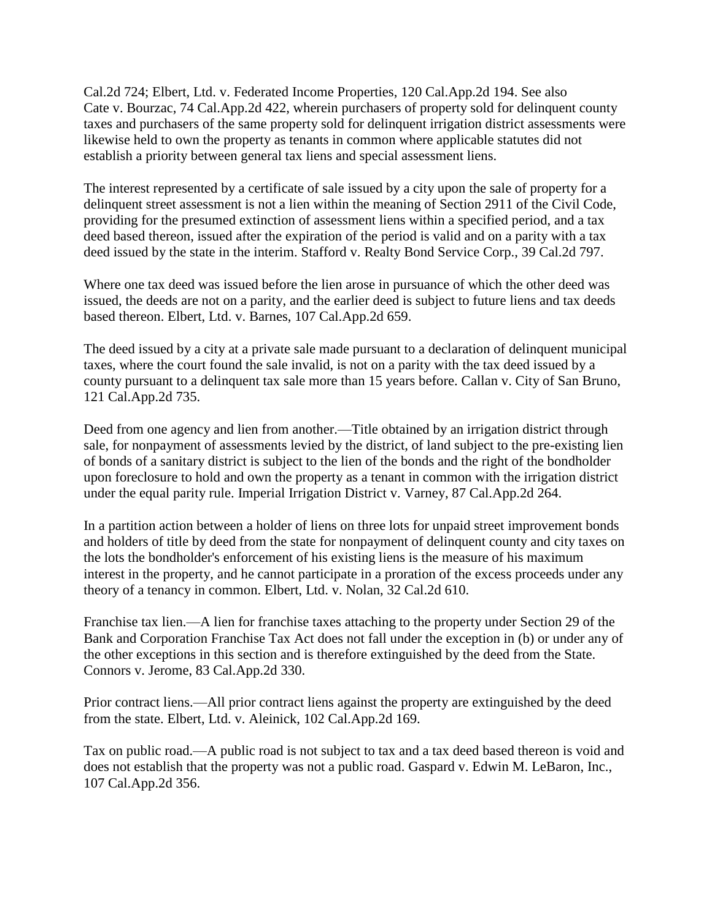Cal.2d 724; Elbert, Ltd. v. Federated Income Properties, 120 Cal.App.2d 194. See also Cate v. Bourzac, 74 Cal.App.2d 422, wherein purchasers of property sold for delinquent county taxes and purchasers of the same property sold for delinquent irrigation district assessments were likewise held to own the property as tenants in common where applicable statutes did not establish a priority between general tax liens and special assessment liens.

The interest represented by a certificate of sale issued by a city upon the sale of property for a delinquent street assessment is not a lien within the meaning of Section 2911 of the Civil Code, providing for the presumed extinction of assessment liens within a specified period, and a tax deed based thereon, issued after the expiration of the period is valid and on a parity with a tax deed issued by the state in the interim. Stafford v. Realty Bond Service Corp., 39 Cal.2d 797.

Where one tax deed was issued before the lien arose in pursuance of which the other deed was issued, the deeds are not on a parity, and the earlier deed is subject to future liens and tax deeds based thereon. Elbert, Ltd. v. Barnes, 107 Cal.App.2d 659.

The deed issued by a city at a private sale made pursuant to a declaration of delinquent municipal taxes, where the court found the sale invalid, is not on a parity with the tax deed issued by a county pursuant to a delinquent tax sale more than 15 years before. Callan v. City of San Bruno, 121 Cal.App.2d 735.

Deed from one agency and lien from another.—Title obtained by an irrigation district through sale, for nonpayment of assessments levied by the district, of land subject to the pre-existing lien of bonds of a sanitary district is subject to the lien of the bonds and the right of the bondholder upon foreclosure to hold and own the property as a tenant in common with the irrigation district under the equal parity rule. Imperial Irrigation District v. Varney, 87 Cal.App.2d 264.

In a partition action between a holder of liens on three lots for unpaid street improvement bonds and holders of title by deed from the state for nonpayment of delinquent county and city taxes on the lots the bondholder's enforcement of his existing liens is the measure of his maximum interest in the property, and he cannot participate in a proration of the excess proceeds under any theory of a tenancy in common. Elbert, Ltd. v. Nolan, 32 Cal.2d 610.

Franchise tax lien.—A lien for franchise taxes attaching to the property under Section 29 of the Bank and Corporation Franchise Tax Act does not fall under the exception in (b) or under any of the other exceptions in this section and is therefore extinguished by the deed from the State. Connors v. Jerome, 83 Cal.App.2d 330.

Prior contract liens.—All prior contract liens against the property are extinguished by the deed from the state. Elbert, Ltd. v. Aleinick, 102 Cal.App.2d 169.

Tax on public road.—A public road is not subject to tax and a tax deed based thereon is void and does not establish that the property was not a public road. Gaspard v. Edwin M. LeBaron, Inc., 107 Cal.App.2d 356.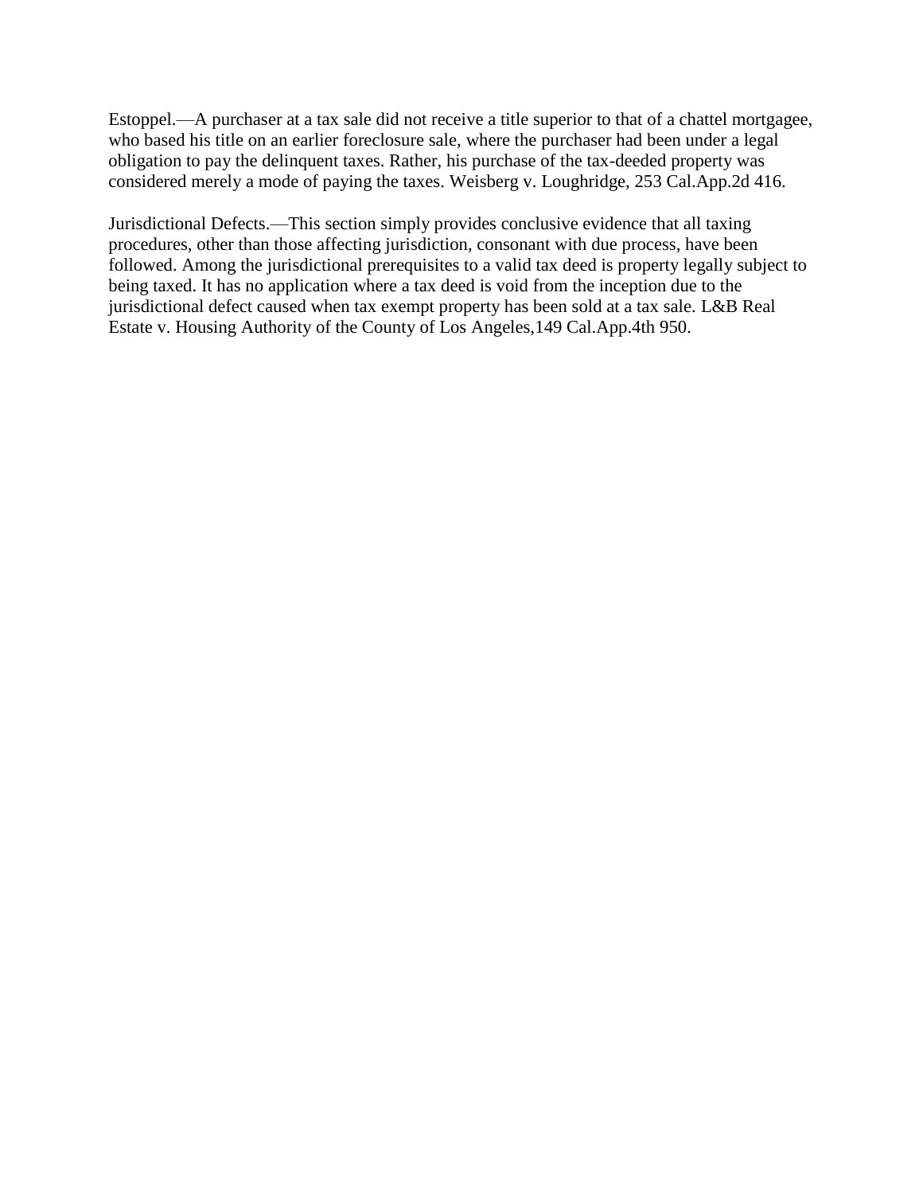Estoppel.—A purchaser at a tax sale did not receive a title superior to that of a chattel mortgagee, who based his title on an earlier foreclosure sale, where the purchaser had been under a legal obligation to pay the delinquent taxes. Rather, his purchase of the tax-deeded property was considered merely a mode of paying the taxes. Weisberg v. Loughridge, 253 Cal.App.2d 416.

Jurisdictional Defects.—This section simply provides conclusive evidence that all taxing procedures, other than those affecting jurisdiction, consonant with due process, have been followed. Among the jurisdictional prerequisites to a valid tax deed is property legally subject to being taxed. It has no application where a tax deed is void from the inception due to the jurisdictional defect caused when tax exempt property has been sold at a tax sale. L&B Real Estate v. Housing Authority of the County of Los Angeles,149 Cal.App.4th 950.